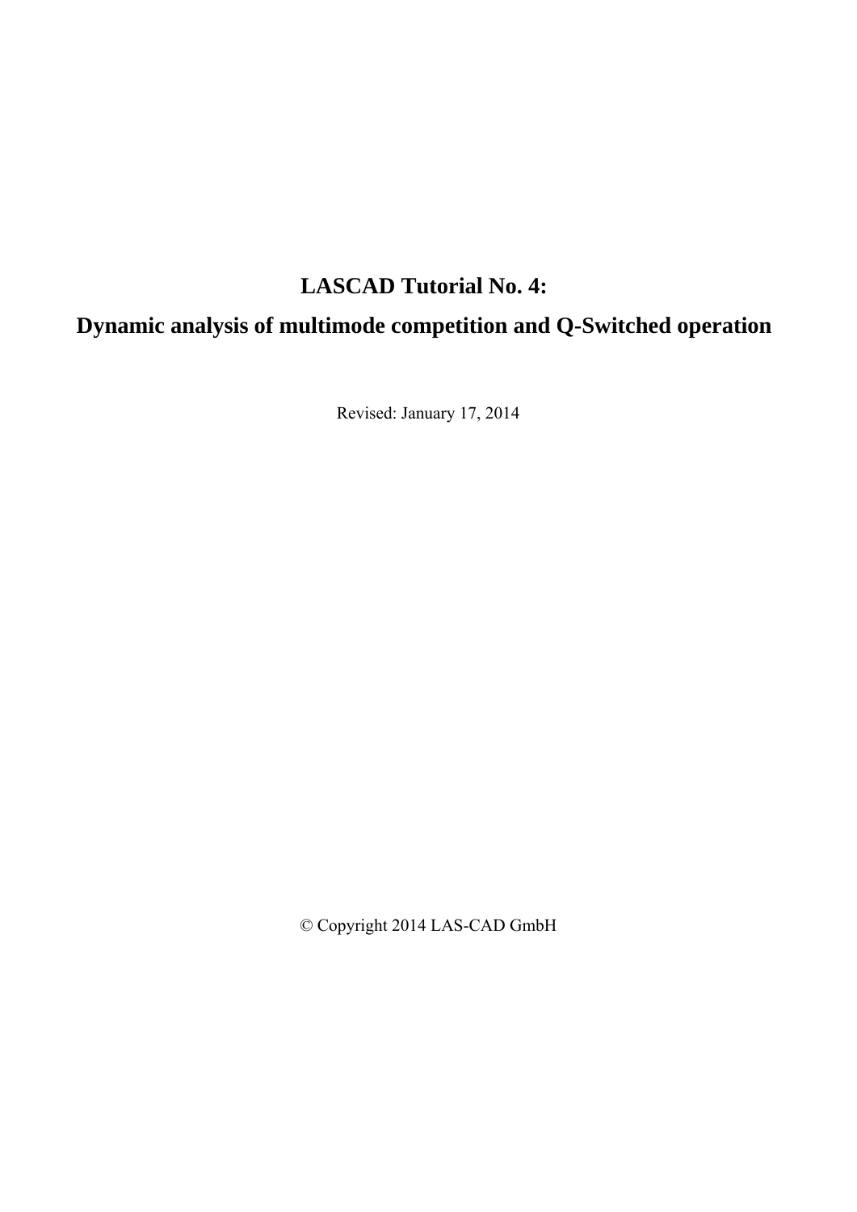# LASCAD Tutorial No. 4:

# Dynamic analysis of multimode competition and Q-Switched operation

Revised: January 17, 2014

© Copyright 2014 LAS-CAD GmbH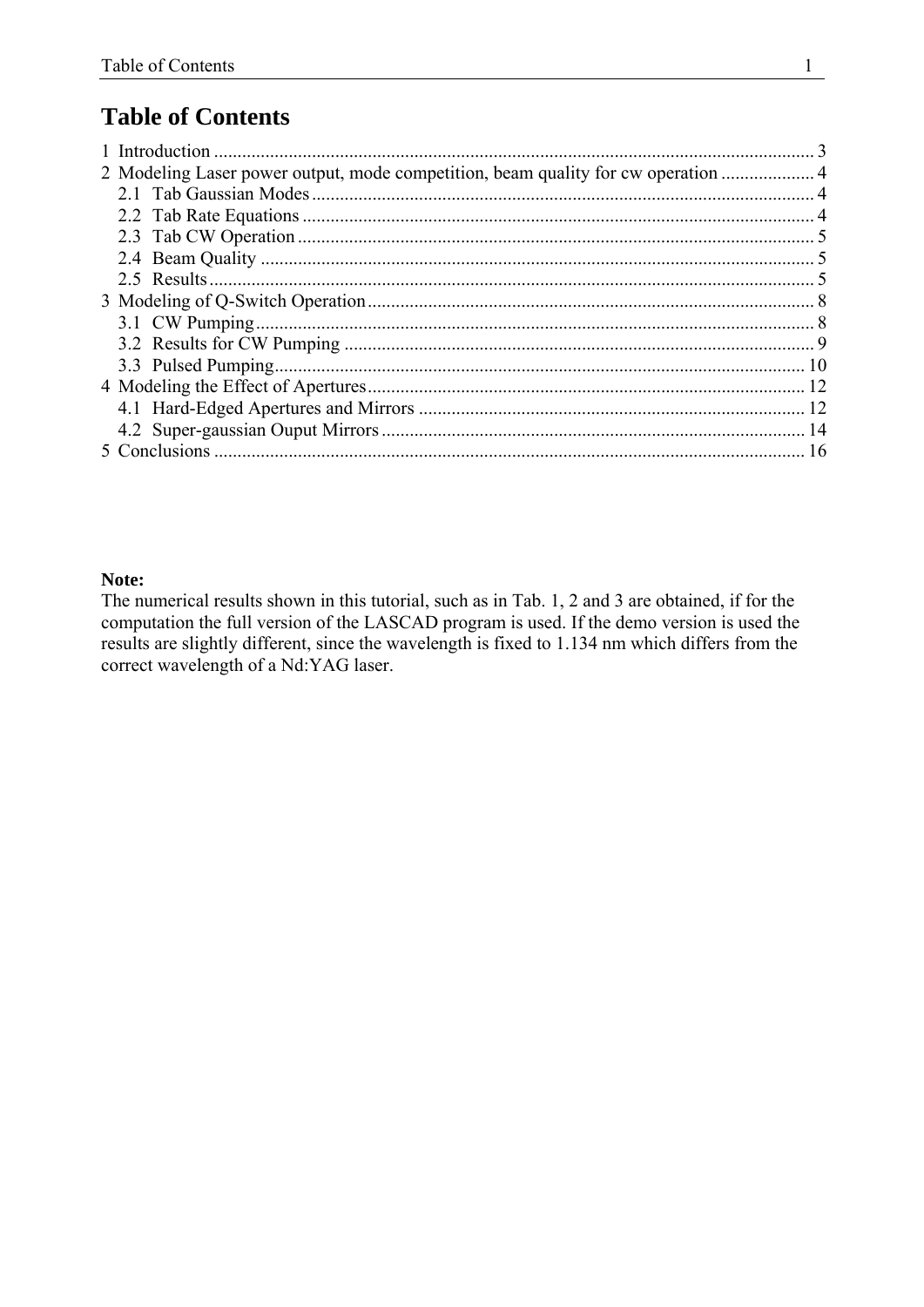# Table of Contents

1 Introduction ........................................................................................................................ 3
2 Modeling Laser power output, mode competition, beam quality for cw operation .................... 4
   2.1 Tab Gaussian Modes ........................................................................................................ 4
   2.2 Tab Rate Equations .......................................................................................................... 4
   2.3 Tab CW Operation ........................................................................................................... 5
   2.4 Beam Quality ................................................................................................................... 5
   2.5 Results .............................................................................................................................. 5
3 Modeling of Q-Switch Operation ............................................................................................ 8
   3.1 CW Pumping .................................................................................................................... 8
   3.2 Results for CW Pumping ................................................................................................. 9
   3.3 Pulsed Pumping ............................................................................................................... 10
4 Modeling the Effect of Apertures ........................................................................................... 12
   4.1 Hard-Edged Apertures and Mirrors ................................................................................ 12
   4.2 Super-gaussian Ouput Mirrors ........................................................................................ 14
5 Conclusions ............................................................................................................................ 16

**Note:**
The numerical results shown in this tutorial, such as in Tab. 1, 2 and 3 are obtained, if for the computation the full version of the LASCAD program is used. If the demo version is used the results are slightly different, since the wavelength is fixed to 1.134 nm which differs from the correct wavelength of a Nd:YAG laser.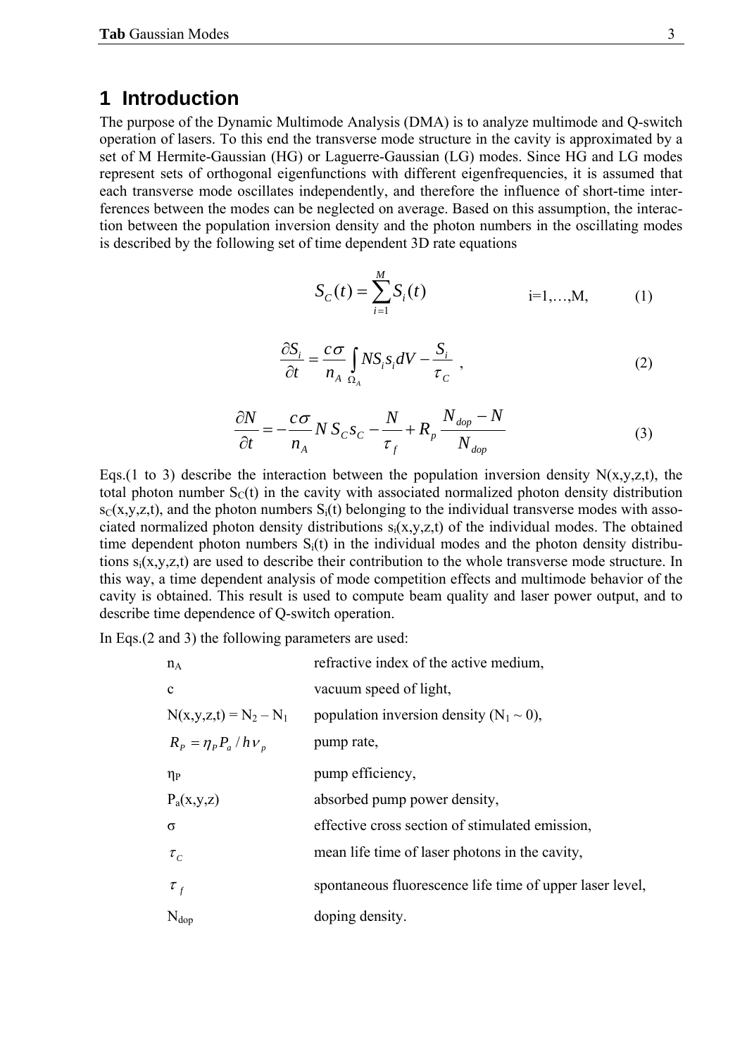# 1 Introduction

The purpose of the Dynamic Multimode Analysis (DMA) is to analyze multimode and Q-switch operation of lasers. To this end the transverse mode structure in the cavity is approximated by a set of M Hermite-Gaussian (HG) or Laguerre-Gaussian (LG) modes. Since HG and LG modes represent sets of orthogonal eigenfunctions with different eigenfrequencies, it is assumed that each transverse mode oscillates independently, and therefore the influence of short-time interferences between the modes can be neglected on average. Based on this assumption, the interaction between the population inversion density and the photon numbers in the oscillating modes is described by the following set of time dependent 3D rate equations

$$S_C(t) = \sum_{i=1}^{M} S_i(t) \qquad \text{i=1,…,M,} \tag{1}$$

$$\frac{\partial S_i}{\partial t} = \frac{c\sigma}{n_A} \int_{\Omega_A} N S_i s_i dV - \frac{S_i}{\tau_C} \ , \tag{2}$$

$$\frac{\partial N}{\partial t} = -\frac{c\sigma}{n_A} N\, S_C s_C - \frac{N}{\tau_f} + R_p \frac{N_{dop} - N}{N_{dop}} \tag{3}$$

Eqs.(1 to 3) describe the interaction between the population inversion density N(x,y,z,t), the total photon number $S_C(t)$ in the cavity with associated normalized photon density distribution $s_C(x,y,z,t)$, and the photon numbers $S_i(t)$ belonging to the individual transverse modes with associated normalized photon density distributions $s_i(x,y,z,t)$ of the individual modes. The obtained time dependent photon numbers $S_i(t)$ in the individual modes and the photon density distributions $s_i(x,y,z,t)$ are used to describe their contribution to the whole transverse mode structure. In this way, a time dependent analysis of mode competition effects and multimode behavior of the cavity is obtained. This result is used to compute beam quality and laser power output, and to describe time dependence of Q-switch operation.

In Eqs.(2 and 3) the following parameters are used:

| | |
|---|---|
| $n_A$ | refractive index of the active medium, |
| c | vacuum speed of light, |
| $N(x,y,z,t) = N_2 - N_1$ | population inversion density ($N_1 \sim 0$), |
| $R_P = \eta_P P_a / h\nu_p$ | pump rate, |
| $\eta_P$ | pump efficiency, |
| $P_a(x,y,z)$ | absorbed pump power density, |
| $\sigma$ | effective cross section of stimulated emission, |
| $\tau_C$ | mean life time of laser photons in the cavity, |
| $\tau_f$ | spontaneous fluorescence life time of upper laser level, |
| $N_{dop}$ | doping density. |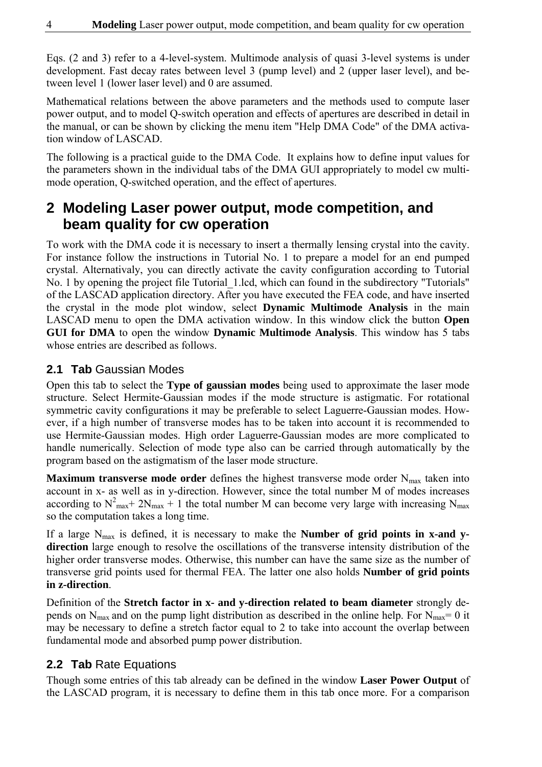Eqs. (2 and 3) refer to a 4-level-system. Multimode analysis of quasi 3-level systems is under development. Fast decay rates between level 3 (pump level) and 2 (upper laser level), and between level 1 (lower laser level) and 0 are assumed.

Mathematical relations between the above parameters and the methods used to compute laser power output, and to model Q-switch operation and effects of apertures are described in detail in the manual, or can be shown by clicking the menu item "Help DMA Code" of the DMA activation window of LASCAD.

The following is a practical guide to the DMA Code. It explains how to define input values for the parameters shown in the individual tabs of the DMA GUI appropriately to model cw multimode operation, Q-switched operation, and the effect of apertures.

# 2 Modeling Laser power output, mode competition, and beam quality for cw operation

To work with the DMA code it is necessary to insert a thermally lensing crystal into the cavity. For instance follow the instructions in Tutorial No. 1 to prepare a model for an end pumped crystal. Alternativaly, you can directly activate the cavity configuration according to Tutorial No. 1 by opening the project file Tutorial_1.lcd, which can found in the subdirectory "Tutorials" of the LASCAD application directory. After you have executed the FEA code, and have inserted the crystal in the mode plot window, select **Dynamic Multimode Analysis** in the main LASCAD menu to open the DMA activation window. In this window click the button **Open GUI for DMA** to open the window **Dynamic Multimode Analysis**. This window has 5 tabs whose entries are described as follows.

## 2.1 Tab Gaussian Modes

Open this tab to select the **Type of gaussian modes** being used to approximate the laser mode structure. Select Hermite-Gaussian modes if the mode structure is astigmatic. For rotational symmetric cavity configurations it may be preferable to select Laguerre-Gaussian modes. However, if a high number of transverse modes has to be taken into account it is recommended to use Hermite-Gaussian modes. High order Laguerre-Gaussian modes are more complicated to handle numerically. Selection of mode type also can be carried through automatically by the program based on the astigmatism of the laser mode structure.

**Maximum transverse mode order** defines the highest transverse mode order $N_{max}$ taken into account in x- as well as in y-direction. However, since the total number M of modes increases according to $N^2_{max} + 2N_{max} + 1$ the total number M can become very large with increasing $N_{max}$ so the computation takes a long time.

If a large $N_{max}$ is defined, it is necessary to make the **Number of grid points in x-and y-direction** large enough to resolve the oscillations of the transverse intensity distribution of the higher order transverse modes. Otherwise, this number can have the same size as the number of transverse grid points used for thermal FEA. The latter one also holds **Number of grid points in z-direction**.

Definition of the **Stretch factor in x- and y-direction related to beam diameter** strongly depends on $N_{max}$ and on the pump light distribution as described in the online help. For $N_{max}= 0$ it may be necessary to define a stretch factor equal to 2 to take into account the overlap between fundamental mode and absorbed pump power distribution.

## 2.2 Tab Rate Equations

Though some entries of this tab already can be defined in the window **Laser Power Output** of the LASCAD program, it is necessary to define them in this tab once more. For a comparison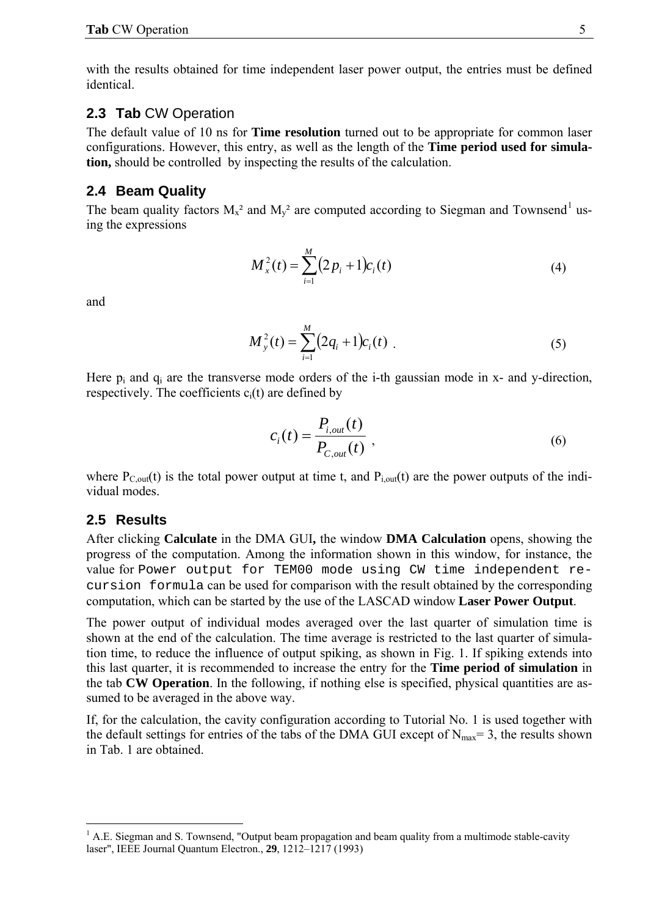with the results obtained for time independent laser power output, the entries must be defined identical.

## 2.3 **Tab** CW Operation

The default value of 10 ns for **Time resolution** turned out to be appropriate for common laser configurations. However, this entry, as well as the length of the **Time period used for simulation,** should be controlled by inspecting the results of the calculation.

## 2.4 Beam Quality

The beam quality factors $M_x^2$ and $M_y^2$ are computed according to Siegman and Townsend[1] using the expressions

$$M_x^2(t) = \sum_{i=1}^{M} (2p_i + 1) c_i(t) \tag{4}$$

and

$$M_y^2(t) = \sum_{i=1}^{M} (2q_i + 1) c_i(t) \ . \tag{5}$$

Here $p_i$ and $q_i$ are the transverse mode orders of the i-th gaussian mode in x- and y-direction, respectively. The coefficients $c_i(t)$ are defined by

$$c_i(t) = \frac{P_{i,out}(t)}{P_{C,out}(t)} \ , \tag{6}$$

where $P_{C,out}(t)$ is the total power output at time t, and $P_{i,out}(t)$ are the power outputs of the individual modes.

## 2.5 Results

After clicking **Calculate** in the DMA GUI**,** the window **DMA Calculation** opens, showing the progress of the computation. Among the information shown in this window, for instance, the value for `Power output for TEM00 mode using CW time independent recursion formula` can be used for comparison with the result obtained by the corresponding computation, which can be started by the use of the LASCAD window **Laser Power Output**.

The power output of individual modes averaged over the last quarter of simulation time is shown at the end of the calculation. The time average is restricted to the last quarter of simulation time, to reduce the influence of output spiking, as shown in Fig. 1. If spiking extends into this last quarter, it is recommended to increase the entry for the **Time period of simulation** in the tab **CW Operation**. In the following, if nothing else is specified, physical quantities are assumed to be averaged in the above way.

If, for the calculation, the cavity configuration according to Tutorial No. 1 is used together with the default settings for entries of the tabs of the DMA GUI except of $N_{max}$= 3, the results shown in Tab. 1 are obtained.

---

[1] A.E. Siegman and S. Townsend, "Output beam propagation and beam quality from a multimode stable-cavity laser", IEEE Journal Quantum Electron., **29**, 1212–1217 (1993)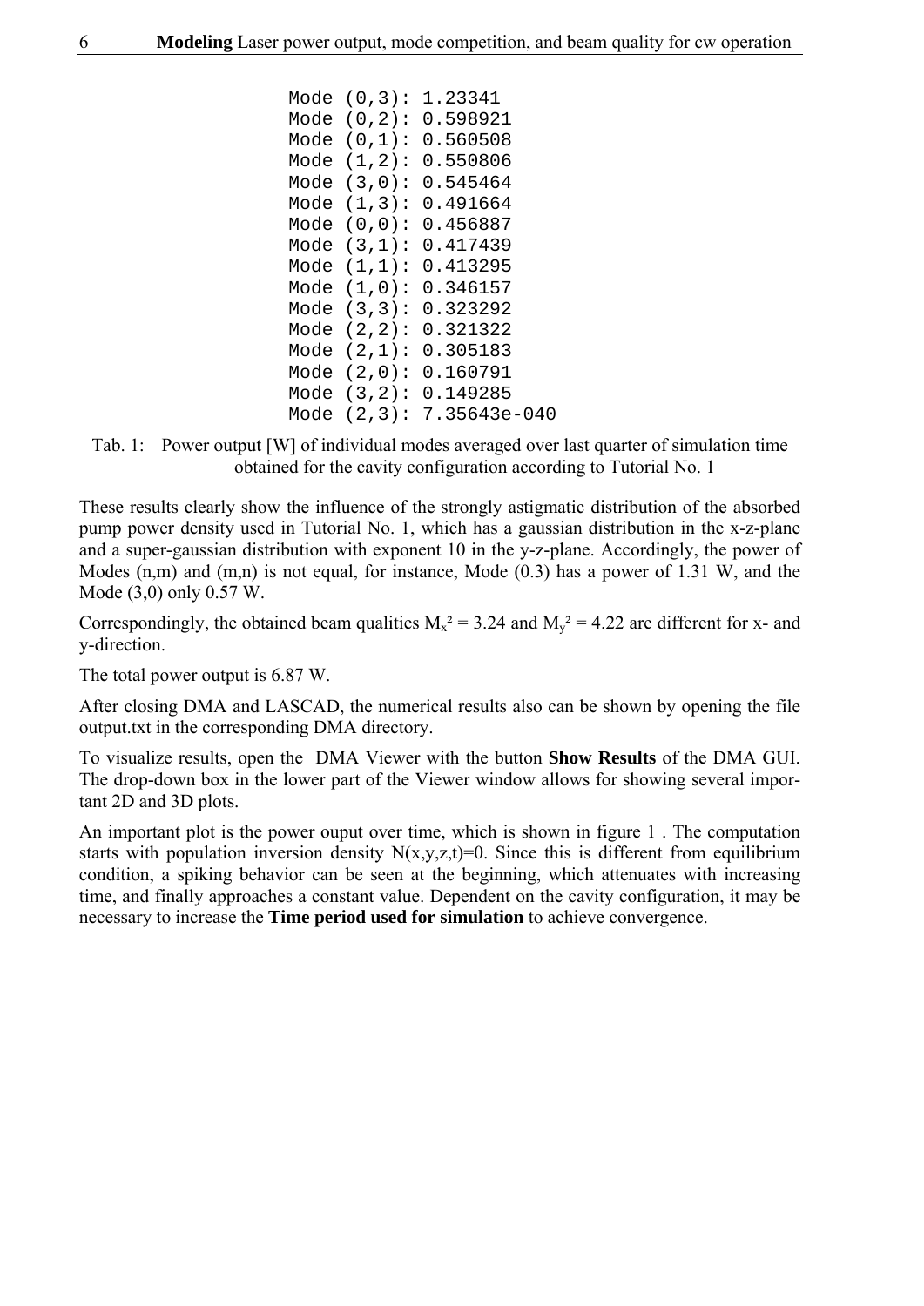```
Mode (0,3): 1.23341
Mode (0,2): 0.598921
Mode (0,1): 0.560508
Mode (1,2): 0.550806
Mode (3,0): 0.545464
Mode (1,3): 0.491664
Mode (0,0): 0.456887
Mode (3,1): 0.417439
Mode (1,1): 0.413295
Mode (1,0): 0.346157
Mode (3,3): 0.323292
Mode (2,2): 0.321322
Mode (2,1): 0.305183
Mode (2,0): 0.160791
Mode (3,2): 0.149285
Mode (2,3): 7.35643e-040
```

Tab. 1: Power output [W] of individual modes averaged over last quarter of simulation time obtained for the cavity configuration according to Tutorial No. 1

These results clearly show the influence of the strongly astigmatic distribution of the absorbed pump power density used in Tutorial No. 1, which has a gaussian distribution in the x-z-plane and a super-gaussian distribution with exponent 10 in the y-z-plane. Accordingly, the power of Modes (n,m) and (m,n) is not equal, for instance, Mode (0.3) has a power of 1.31 W, and the Mode (3,0) only 0.57 W.

Correspondingly, the obtained beam qualities $M_x^2 = 3.24$ and $M_y^2 = 4.22$ are different for x- and y-direction.

The total power output is 6.87 W.

After closing DMA and LASCAD, the numerical results also can be shown by opening the file output.txt in the corresponding DMA directory.

To visualize results, open the DMA Viewer with the button **Show Results** of the DMA GUI. The drop-down box in the lower part of the Viewer window allows for showing several important 2D and 3D plots.

An important plot is the power ouput over time, which is shown in figure 1 . The computation starts with population inversion density N(x,y,z,t)=0. Since this is different from equilibrium condition, a spiking behavior can be seen at the beginning, which attenuates with increasing time, and finally approaches a constant value. Dependent on the cavity configuration, it may be necessary to increase the **Time period used for simulation** to achieve convergence.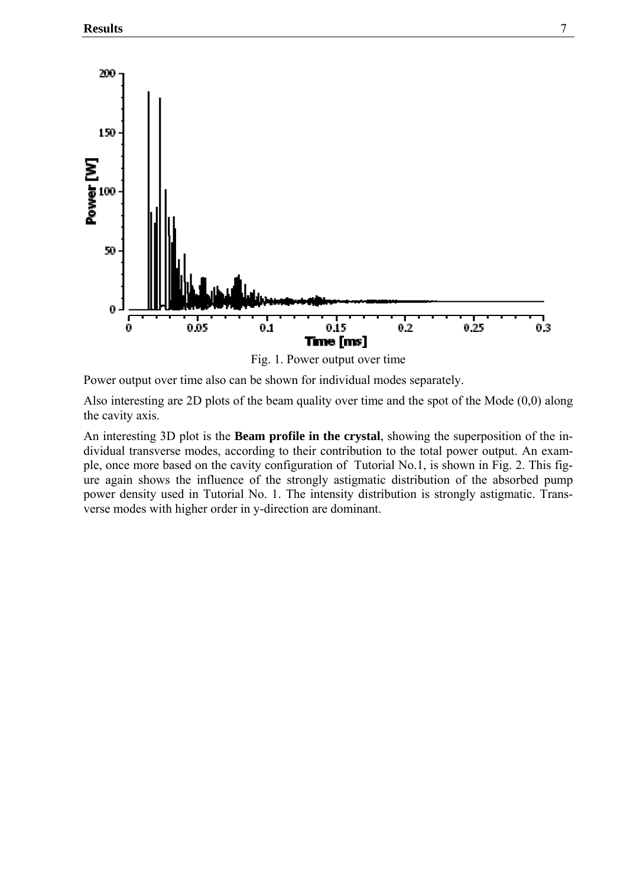Fig. 1. Power output over time

Power output over time also can be shown for individual modes separately.

Also interesting are 2D plots of the beam quality over time and the spot of the Mode (0,0) along the cavity axis.

An interesting 3D plot is the **Beam profile in the crystal**, showing the superposition of the individual transverse modes, according to their contribution to the total power output. An example, once more based on the cavity configuration of Tutorial No.1, is shown in Fig. 2. This figure again shows the influence of the strongly astigmatic distribution of the absorbed pump power density used in Tutorial No. 1. The intensity distribution is strongly astigmatic. Transverse modes with higher order in y-direction are dominant.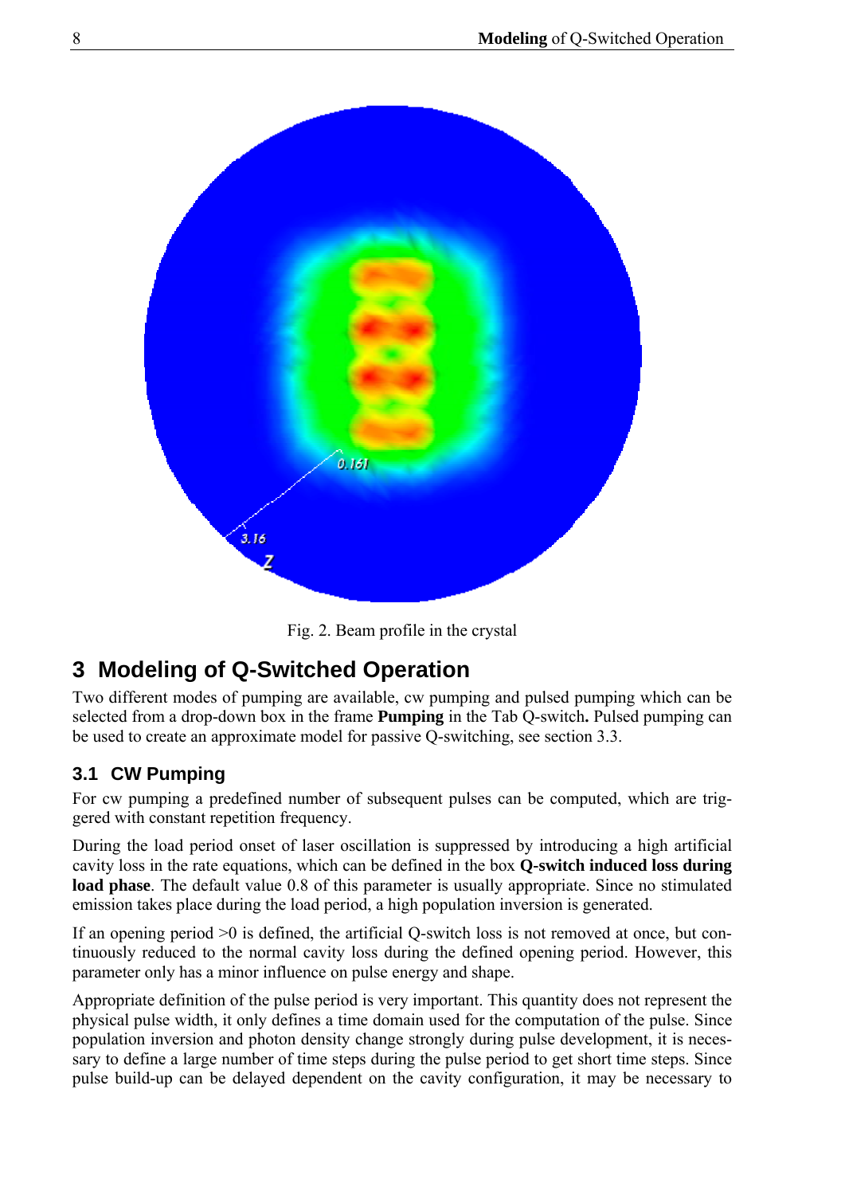Fig. 2. Beam profile in the crystal

# 3 Modeling of Q-Switched Operation

Two different modes of pumping are available, cw pumping and pulsed pumping which can be selected from a drop-down box in the frame **Pumping** in the Tab Q-switch**.** Pulsed pumping can be used to create an approximate model for passive Q-switching, see section 3.3.

## 3.1 CW Pumping

For cw pumping a predefined number of subsequent pulses can be computed, which are triggered with constant repetition frequency.

During the load period onset of laser oscillation is suppressed by introducing a high artificial cavity loss in the rate equations, which can be defined in the box **Q-switch induced loss during load phase**. The default value 0.8 of this parameter is usually appropriate. Since no stimulated emission takes place during the load period, a high population inversion is generated.

If an opening period >0 is defined, the artificial Q-switch loss is not removed at once, but continuously reduced to the normal cavity loss during the defined opening period. However, this parameter only has a minor influence on pulse energy and shape.

Appropriate definition of the pulse period is very important. This quantity does not represent the physical pulse width, it only defines a time domain used for the computation of the pulse. Since population inversion and photon density change strongly during pulse development, it is necessary to define a large number of time steps during the pulse period to get short time steps. Since pulse build-up can be delayed dependent on the cavity configuration, it may be necessary to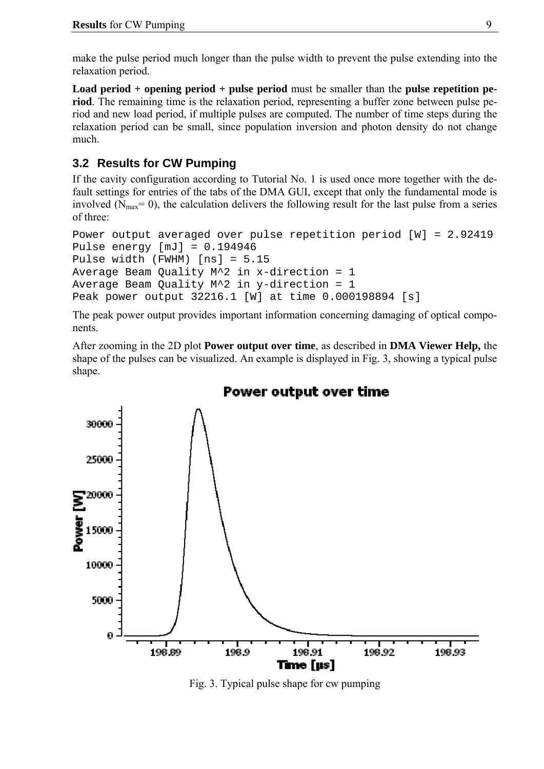make the pulse period much longer than the pulse width to prevent the pulse extending into the relaxation period.

**Load period + opening period + pulse period** must be smaller than the **pulse repetition period**. The remaining time is the relaxation period, representing a buffer zone between pulse period and new load period, if multiple pulses are computed. The number of time steps during the relaxation period can be small, since population inversion and photon density do not change much.

### 3.2 Results for CW Pumping

If the cavity configuration according to Tutorial No. 1 is used once more together with the default settings for entries of the tabs of the DMA GUI, except that only the fundamental mode is involved ($N_{max}$= 0), the calculation delivers the following result for the last pulse from a series of three:

```
Power output averaged over pulse repetition period [W] = 2.92419
Pulse energy [mJ] = 0.194946
Pulse width (FWHM) [ns] = 5.15
Average Beam Quality M^2 in x-direction = 1
Average Beam Quality M^2 in y-direction = 1
Peak power output 32216.1 [W] at time 0.000198894 [s]
```

The peak power output provides important information concerning damaging of optical components.

After zooming in the 2D plot **Power output over time**, as described in **DMA Viewer Help,** the shape of the pulses can be visualized. An example is displayed in Fig. 3, showing a typical pulse shape.

Fig. 3. Typical pulse shape for cw pumping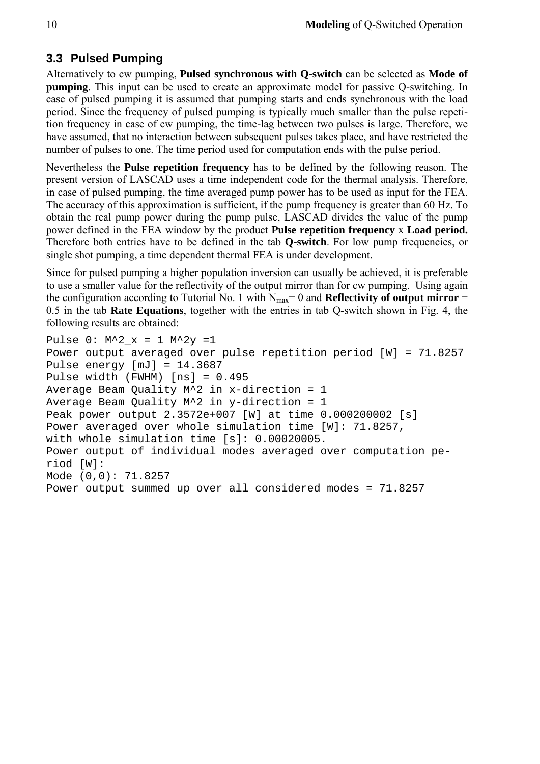## 3.3 Pulsed Pumping

Alternatively to cw pumping, **Pulsed synchronous with Q-switch** can be selected as **Mode of pumping**. This input can be used to create an approximate model for passive Q-switching. In case of pulsed pumping it is assumed that pumping starts and ends synchronous with the load period. Since the frequency of pulsed pumping is typically much smaller than the pulse repetition frequency in case of cw pumping, the time-lag between two pulses is large. Therefore, we have assumed, that no interaction between subsequent pulses takes place, and have restricted the number of pulses to one. The time period used for computation ends with the pulse period.

Nevertheless the **Pulse repetition frequency** has to be defined by the following reason. The present version of LASCAD uses a time independent code for the thermal analysis. Therefore, in case of pulsed pumping, the time averaged pump power has to be used as input for the FEA. The accuracy of this approximation is sufficient, if the pump frequency is greater than 60 Hz. To obtain the real pump power during the pump pulse, LASCAD divides the value of the pump power defined in the FEA window by the product **Pulse repetition frequency** x **Load period.** Therefore both entries have to be defined in the tab **Q-switch**. For low pump frequencies, or single shot pumping, a time dependent thermal FEA is under development.

Since for pulsed pumping a higher population inversion can usually be achieved, it is preferable to use a smaller value for the reflectivity of the output mirror than for cw pumping. Using again the configuration according to Tutorial No. 1 with $N_{max}$= 0 and **Reflectivity of output mirror** = 0.5 in the tab **Rate Equations**, together with the entries in tab Q-switch shown in Fig. 4, the following results are obtained:

```
Pulse 0: M^2_x = 1 M^2y =1
Power output averaged over pulse repetition period [W] = 71.8257
Pulse energy [mJ] = 14.3687
Pulse width (FWHM) [ns] = 0.495
Average Beam Quality M^2 in x-direction = 1
Average Beam Quality M^2 in y-direction = 1
Peak power output 2.3572e+007 [W] at time 0.000200002 [s]
Power averaged over whole simulation time [W]: 71.8257,
with whole simulation time [s]: 0.00020005.
Power output of individual modes averaged over computation pe-
riod [W]:
Mode (0,0): 71.8257
Power output summed up over all considered modes = 71.8257
```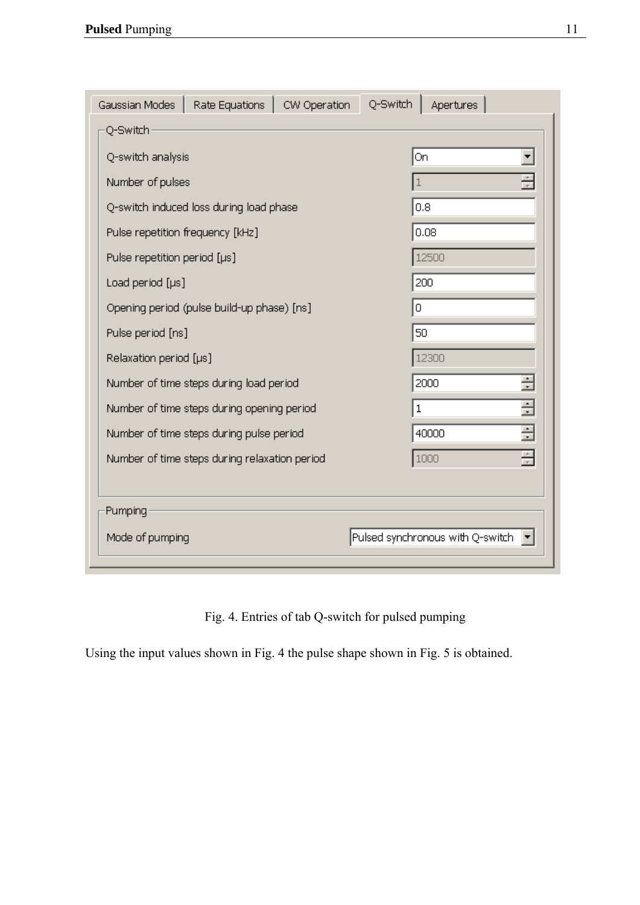| Q-Switch | |
|---|---|
| Q-switch analysis | On |
| Number of pulses | 1 |
| Q-switch induced loss during load phase | 0.8 |
| Pulse repetition frequency [kHz] | 0.08 |
| Pulse repetition period [µs] | 12500 |
| Load period [µs] | 200 |
| Opening period (pulse build-up phase) [ns] | 0 |
| Pulse period [ns] | 50 |
| Relaxation period [µs] | 12300 |
| Number of time steps during load period | 2000 |
| Number of time steps during opening period | 1 |
| Number of time steps during pulse period | 40000 |
| Number of time steps during relaxation period | 1000 |

| Pumping | |
|---|---|
| Mode of pumping | Pulsed synchronous with Q-switch |

Fig. 4. Entries of tab Q-switch for pulsed pumping

Using the input values shown in Fig. 4 the pulse shape shown in Fig. 5 is obtained.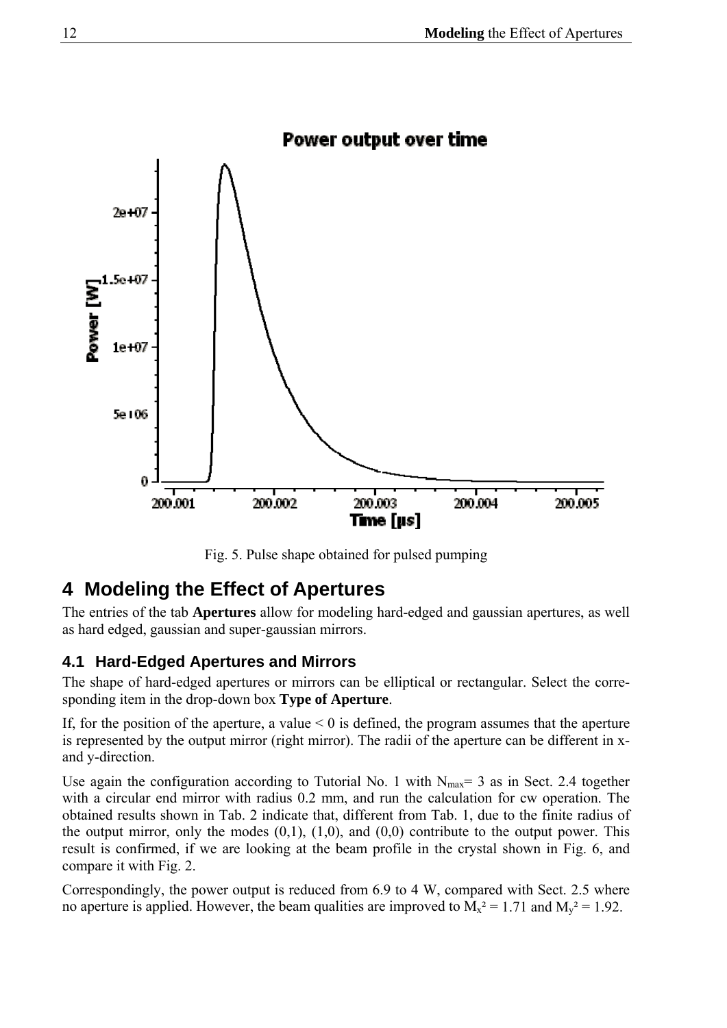Fig. 5. Pulse shape obtained for pulsed pumping

# 4 Modeling the Effect of Apertures

The entries of the tab **Apertures** allow for modeling hard-edged and gaussian apertures, as well as hard edged, gaussian and super-gaussian mirrors.

## 4.1 Hard-Edged Apertures and Mirrors

The shape of hard-edged apertures or mirrors can be elliptical or rectangular. Select the corresponding item in the drop-down box **Type of Aperture**.

If, for the position of the aperture, a value $< 0$ is defined, the program assumes that the aperture is represented by the output mirror (right mirror). The radii of the aperture can be different in x- and y-direction.

Use again the configuration according to Tutorial No. 1 with $N_{max}= 3$ as in Sect. 2.4 together with a circular end mirror with radius 0.2 mm, and run the calculation for cw operation. The obtained results shown in Tab. 2 indicate that, different from Tab. 1, due to the finite radius of the output mirror, only the modes (0,1), (1,0), and (0,0) contribute to the output power. This result is confirmed, if we are looking at the beam profile in the crystal shown in Fig. 6, and compare it with Fig. 2.

Correspondingly, the power output is reduced from 6.9 to 4 W, compared with Sect. 2.5 where no aperture is applied. However, the beam qualities are improved to $M_x^2 = 1.71$ and $M_y^2 = 1.92$.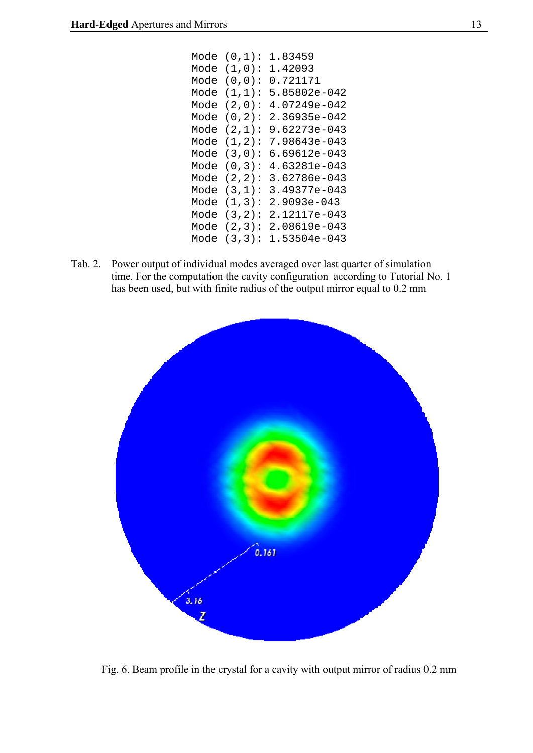```
Mode (0,1): 1.83459
Mode (1,0): 1.42093
Mode (0,0): 0.721171
Mode (1,1): 5.85802e-042
Mode (2,0): 4.07249e-042
Mode (0,2): 2.36935e-042
Mode (2,1): 9.62273e-043
Mode (1,2): 7.98643e-043
Mode (3,0): 6.69612e-043
Mode (0,3): 4.63281e-043
Mode (2,2): 3.62786e-043
Mode (3,1): 3.49377e-043
Mode (1,3): 2.9093e-043
Mode (3,2): 2.12117e-043
Mode (2,3): 2.08619e-043
Mode (3,3): 1.53504e-043
```

Tab. 2. Power output of individual modes averaged over last quarter of simulation time. For the computation the cavity configuration according to Tutorial No. 1 has been used, but with finite radius of the output mirror equal to 0.2 mm

Fig. 6. Beam profile in the crystal for a cavity with output mirror of radius 0.2 mm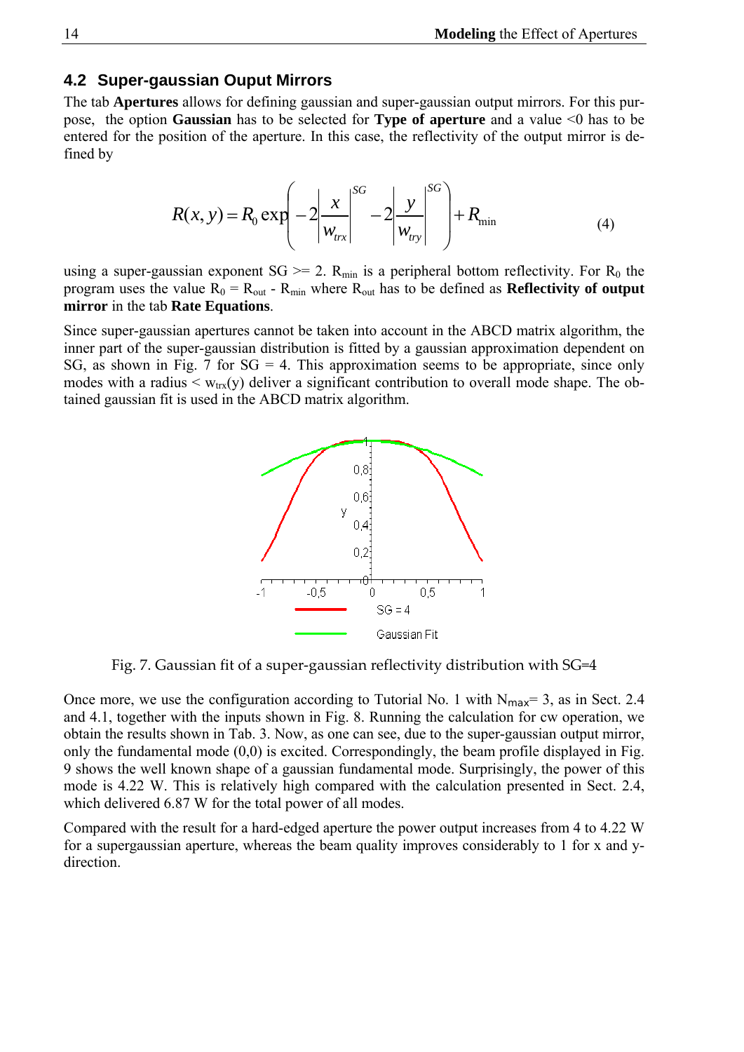## 4.2 Super-gaussian Ouput Mirrors

The tab **Apertures** allows for defining gaussian and super-gaussian output mirrors. For this purpose, the option **Gaussian** has to be selected for **Type of aperture** and a value <0 has to be entered for the position of the aperture. In this case, the reflectivity of the output mirror is defined by

$$R(x,y) = R_0 \exp\left(-2\left|\frac{x}{w_{trx}}\right|^{SG} - 2\left|\frac{y}{w_{try}}\right|^{SG}\right) + R_{\min} \tag{4}$$

using a super-gaussian exponent SG >= 2. $R_{min}$ is a peripheral bottom reflectivity. For $R_0$ the program uses the value $R_0 = R_{out} - R_{min}$ where $R_{out}$ has to be defined as **Reflectivity of output mirror** in the tab **Rate Equations**.

Since super-gaussian apertures cannot be taken into account in the ABCD matrix algorithm, the inner part of the super-gaussian distribution is fitted by a gaussian approximation dependent on SG, as shown in Fig. 7 for SG = 4. This approximation seems to be appropriate, since only modes with a radius < $w_{trx}(y)$ deliver a significant contribution to overall mode shape. The obtained gaussian fit is used in the ABCD matrix algorithm.

Fig. 7. Gaussian fit of a super-gaussian reflectivity distribution with SG=4

Once more, we use the configuration according to Tutorial No. 1 with $N_{max}$= 3, as in Sect. 2.4 and 4.1, together with the inputs shown in Fig. 8. Running the calculation for cw operation, we obtain the results shown in Tab. 3. Now, as one can see, due to the super-gaussian output mirror, only the fundamental mode (0,0) is excited. Correspondingly, the beam profile displayed in Fig. 9 shows the well known shape of a gaussian fundamental mode. Surprisingly, the power of this mode is 4.22 W. This is relatively high compared with the calculation presented in Sect. 2.4, which delivered 6.87 W for the total power of all modes.

Compared with the result for a hard-edged aperture the power output increases from 4 to 4.22 W for a supergaussian aperture, whereas the beam quality improves considerably to 1 for x and y-direction.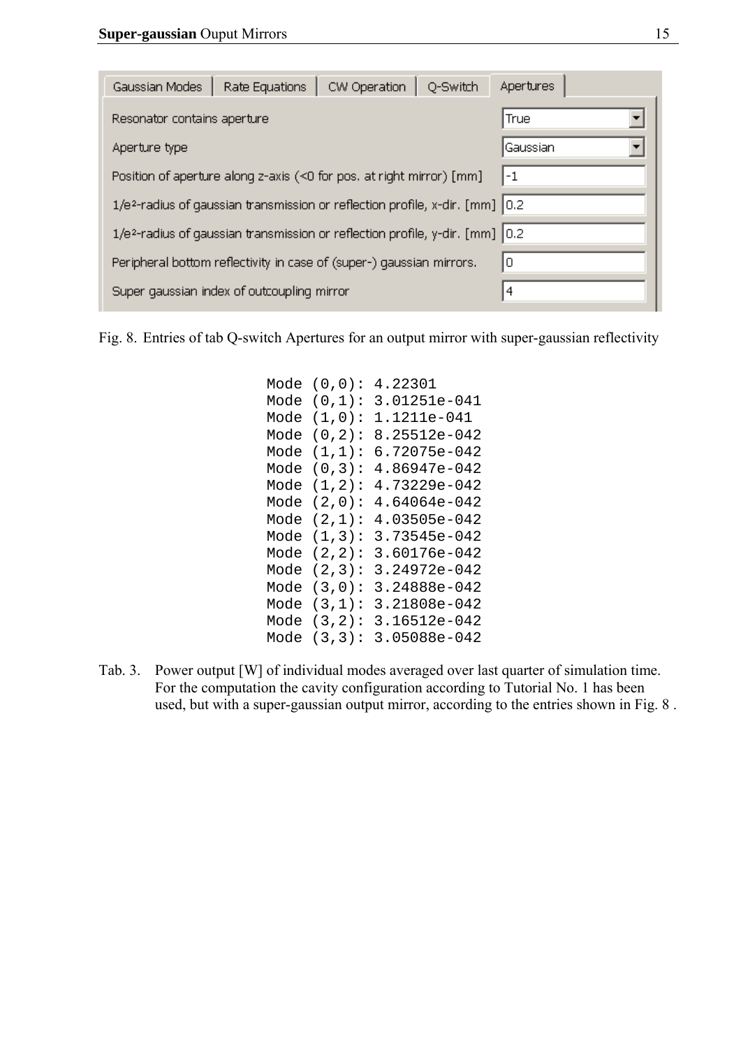| Gaussian Modes | Rate Equations | CW Operation | Q-Switch | Apertures |
|---|---|---|---|---|

| Parameter | Value |
|---|---|
| Resonator contains aperture | True |
| Aperture type | Gaussian |
| Position of aperture along z-axis (<0 for pos. at right mirror) [mm] | -1 |
| 1/e²-radius of gaussian transmission or reflection profile, x-dir. [mm] | 0.2 |
| 1/e²-radius of gaussian transmission or reflection profile, y-dir. [mm] | 0.2 |
| Peripheral bottom reflectivity in case of (super-) gaussian mirrors. | 0 |
| Super gaussian index of outcoupling mirror | 4 |

Fig. 8. Entries of tab Q-switch Apertures for an output mirror with super-gaussian reflectivity

```
Mode (0,0): 4.22301
Mode (0,1): 3.01251e-041
Mode (1,0): 1.1211e-041
Mode (0,2): 8.25512e-042
Mode (1,1): 6.72075e-042
Mode (0,3): 4.86947e-042
Mode (1,2): 4.73229e-042
Mode (2,0): 4.64064e-042
Mode (2,1): 4.03505e-042
Mode (1,3): 3.73545e-042
Mode (2,2): 3.60176e-042
Mode (2,3): 3.24972e-042
Mode (3,0): 3.24888e-042
Mode (3,1): 3.21808e-042
Mode (3,2): 3.16512e-042
Mode (3,3): 3.05088e-042
```

Tab. 3. Power output [W] of individual modes averaged over last quarter of simulation time. For the computation the cavity configuration according to Tutorial No. 1 has been used, but with a super-gaussian output mirror, according to the entries shown in Fig. 8 .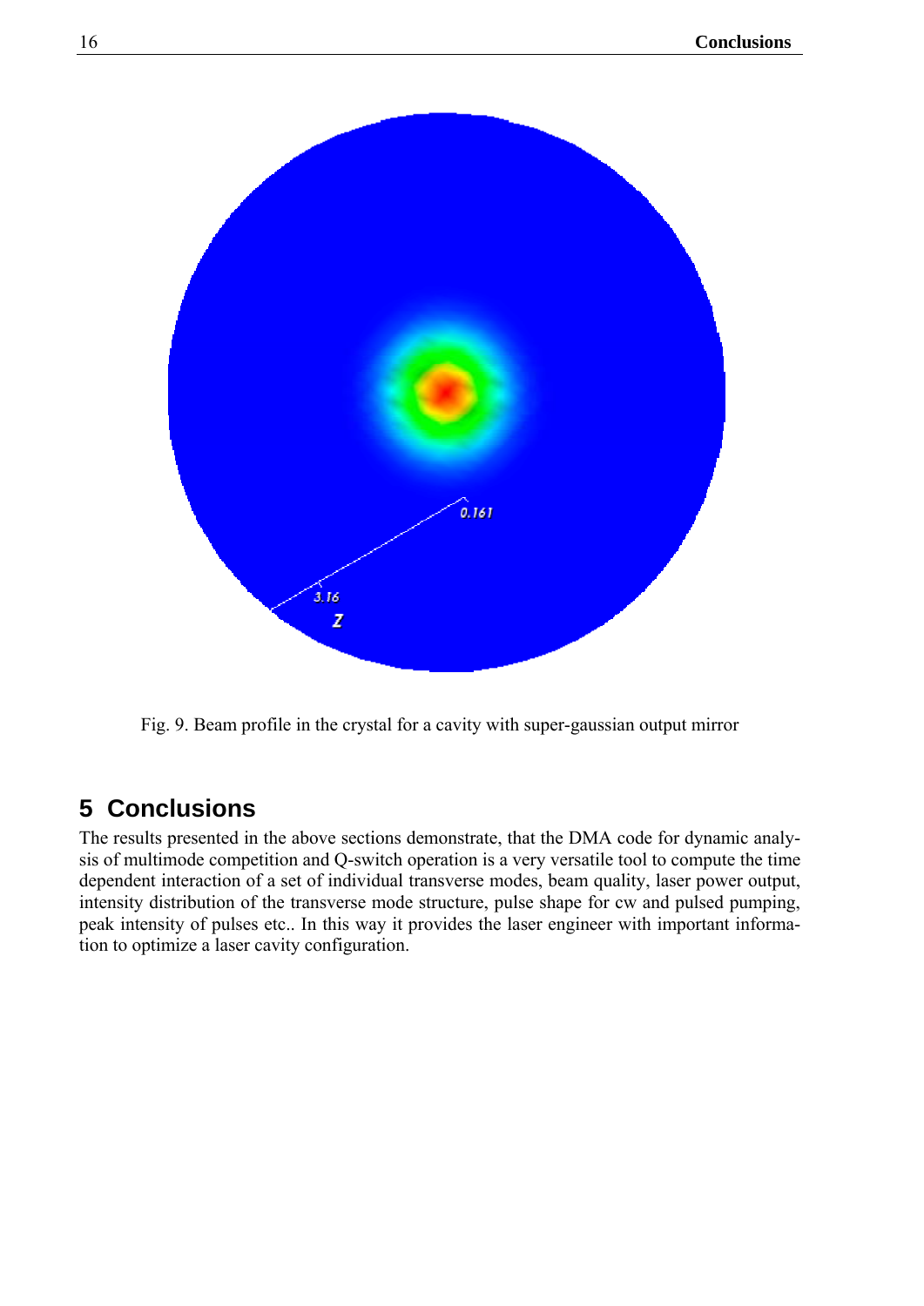0.161

3.16

Z

Fig. 9. Beam profile in the crystal for a cavity with super-gaussian output mirror

# 5 Conclusions

The results presented in the above sections demonstrate, that the DMA code for dynamic analysis of multimode competition and Q-switch operation is a very versatile tool to compute the time dependent interaction of a set of individual transverse modes, beam quality, laser power output, intensity distribution of the transverse mode structure, pulse shape for cw and pulsed pumping, peak intensity of pulses etc.. In this way it provides the laser engineer with important information to optimize a laser cavity configuration.